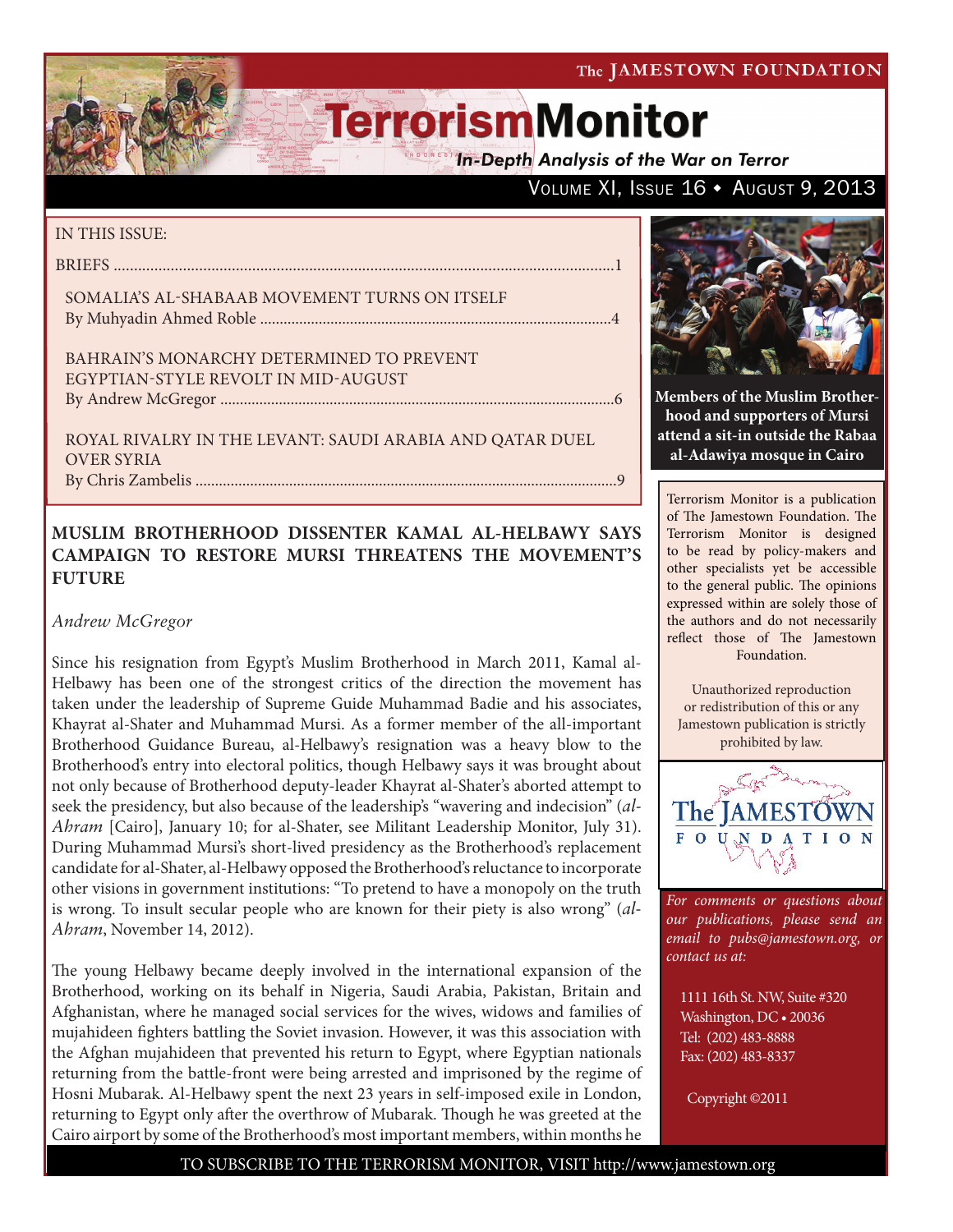The JAMESTOWN FOUNDATION

# TerrorismMonitor

*In-Depth Analysis of the War on Terror*

Volume XI, Issue 16 • August 9, 2013

IN THIS ISSUE:

BRIEFS .......................................................................................................................1

SOMALIA'S AL-SHABAAB MOVEMENT TURNS ON ITSELF
By Muhyadin Ahmed Roble ..........................................................................................4

BAHRAIN'S MONARCHY DETERMINED TO PREVENT EGYPTIAN-STYLE REVOLT IN MID-AUGUST
By Andrew McGregor ....................................................................................................6

ROYAL RIVALRY IN THE LEVANT: SAUDI ARABIA AND QATAR DUEL OVER SYRIA
By Chris Zambelis ...........................................................................................................9

**Members of the Muslim Brotherhood and supporters of Mursi attend a sit-in outside the Rabaa al-Adawiya mosque in Cairo**

Terrorism Monitor is a publication of The Jamestown Foundation. The Terrorism Monitor is designed to be read by policy-makers and other specialists yet be accessible to the general public. The opinions expressed within are solely those of the authors and do not necessarily reflect those of The Jamestown Foundation.

Unauthorized reproduction or redistribution of this or any Jamestown publication is strictly prohibited by law.

*For comments or questions about our publications, please send an email to pubs@jamestown.org, or contact us at:*

1111 16th St. NW, Suite #320
Washington, DC • 20036
Tel: (202) 483-8888
Fax: (202) 483-8337

Copyright ©2011

## MUSLIM BROTHERHOOD DISSENTER KAMAL AL-HELBAWY SAYS CAMPAIGN TO RESTORE MURSI THREATENS THE MOVEMENT'S FUTURE

*Andrew McGregor*

Since his resignation from Egypt's Muslim Brotherhood in March 2011, Kamal al-Helbawy has been one of the strongest critics of the direction the movement has taken under the leadership of Supreme Guide Muhammad Badie and his associates, Khayrat al-Shater and Muhammad Mursi. As a former member of the all-important Brotherhood Guidance Bureau, al-Helbawy's resignation was a heavy blow to the Brotherhood's entry into electoral politics, though Helbawy says it was brought about not only because of Brotherhood deputy-leader Khayrat al-Shater's aborted attempt to seek the presidency, but also because of the leadership's "wavering and indecision" (*al-Ahram* [Cairo], January 10; for al-Shater, see Militant Leadership Monitor, July 31). During Muhammad Mursi's short-lived presidency as the Brotherhood's replacement candidate for al-Shater, al-Helbawy opposed the Brotherhood's reluctance to incorporate other visions in government institutions: "To pretend to have a monopoly on the truth is wrong. To insult secular people who are known for their piety is also wrong" (*al-Ahram*, November 14, 2012).

The young Helbawy became deeply involved in the international expansion of the Brotherhood, working on its behalf in Nigeria, Saudi Arabia, Pakistan, Britain and Afghanistan, where he managed social services for the wives, widows and families of mujahideen fighters battling the Soviet invasion. However, it was this association with the Afghan mujahideen that prevented his return to Egypt, where Egyptian nationals returning from the battle-front were being arrested and imprisoned by the regime of Hosni Mubarak. Al-Helbawy spent the next 23 years in self-imposed exile in London, returning to Egypt only after the overthrow of Mubarak. Though he was greeted at the Cairo airport by some of the Brotherhood's most important members, within months he

TO SUBSCRIBE TO THE TERRORISM MONITOR, VISIT http://www.jamestown.org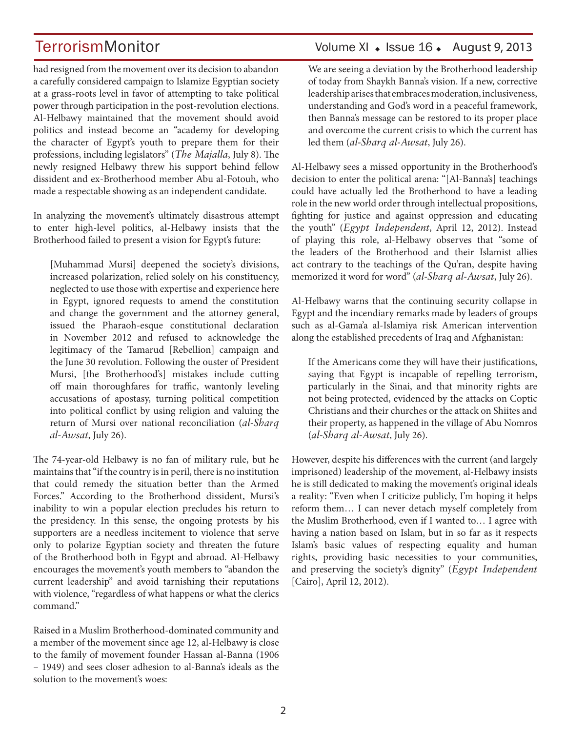had resigned from the movement over its decision to abandon a carefully considered campaign to Islamize Egyptian society at a grass-roots level in favor of attempting to take political power through participation in the post-revolution elections. Al-Helbawy maintained that the movement should avoid politics and instead become an "academy for developing the character of Egypt's youth to prepare them for their professions, including legislators" (*The Majalla*, July 8). The newly resigned Helbawy threw his support behind fellow dissident and ex-Brotherhood member Abu al-Fotouh, who made a respectable showing as an independent candidate.

In analyzing the movement's ultimately disastrous attempt to enter high-level politics, al-Helbawy insists that the Brotherhood failed to present a vision for Egypt's future:

> [Muhammad Mursi] deepened the society's divisions, increased polarization, relied solely on his constituency, neglected to use those with expertise and experience here in Egypt, ignored requests to amend the constitution and change the government and the attorney general, issued the Pharaoh-esque constitutional declaration in November 2012 and refused to acknowledge the legitimacy of the Tamarud [Rebellion] campaign and the June 30 revolution. Following the ouster of President Mursi, [the Brotherhood's] mistakes include cutting off main thoroughfares for traffic, wantonly leveling accusations of apostasy, turning political competition into political conflict by using religion and valuing the return of Mursi over national reconciliation (*al-Sharq al-Awsat*, July 26).

The 74-year-old Helbawy is no fan of military rule, but he maintains that "if the country is in peril, there is no institution that could remedy the situation better than the Armed Forces." According to the Brotherhood dissident, Mursi's inability to win a popular election precludes his return to the presidency. In this sense, the ongoing protests by his supporters are a needless incitement to violence that serve only to polarize Egyptian society and threaten the future of the Brotherhood both in Egypt and abroad. Al-Helbawy encourages the movement's youth members to "abandon the current leadership" and avoid tarnishing their reputations with violence, "regardless of what happens or what the clerics command."

Raised in a Muslim Brotherhood-dominated community and a member of the movement since age 12, al-Helbawy is close to the family of movement founder Hassan al-Banna (1906 – 1949) and sees closer adhesion to al-Banna's ideals as the solution to the movement's woes:

> We are seeing a deviation by the Brotherhood leadership of today from Shaykh Banna's vision. If a new, corrective leadership arises that embraces moderation, inclusiveness, understanding and God's word in a peaceful framework, then Banna's message can be restored to its proper place and overcome the current crisis to which the current has led them (*al-Sharq al-Awsat*, July 26).

Al-Helbawy sees a missed opportunity in the Brotherhood's decision to enter the political arena: "[Al-Banna's] teachings could have actually led the Brotherhood to have a leading role in the new world order through intellectual propositions, fighting for justice and against oppression and educating the youth" (*Egypt Independent*, April 12, 2012). Instead of playing this role, al-Helbawy observes that "some of the leaders of the Brotherhood and their Islamist allies act contrary to the teachings of the Qu'ran, despite having memorized it word for word" (*al-Sharq al-Awsat*, July 26).

Al-Helbawy warns that the continuing security collapse in Egypt and the incendiary remarks made by leaders of groups such as al-Gama'a al-Islamiya risk American intervention along the established precedents of Iraq and Afghanistan:

> If the Americans come they will have their justifications, saying that Egypt is incapable of repelling terrorism, particularly in the Sinai, and that minority rights are not being protected, evidenced by the attacks on Coptic Christians and their churches or the attack on Shiites and their property, as happened in the village of Abu Nomros (*al-Sharq al-Awsat*, July 26).

However, despite his differences with the current (and largely imprisoned) leadership of the movement, al-Helbawy insists he is still dedicated to making the movement's original ideals a reality: "Even when I criticize publicly, I'm hoping it helps reform them… I can never detach myself completely from the Muslim Brotherhood, even if I wanted to… I agree with having a nation based on Islam, but in so far as it respects Islam's basic values of respecting equality and human rights, providing basic necessities to your communities, and preserving the society's dignity" (*Egypt Independent* [Cairo], April 12, 2012).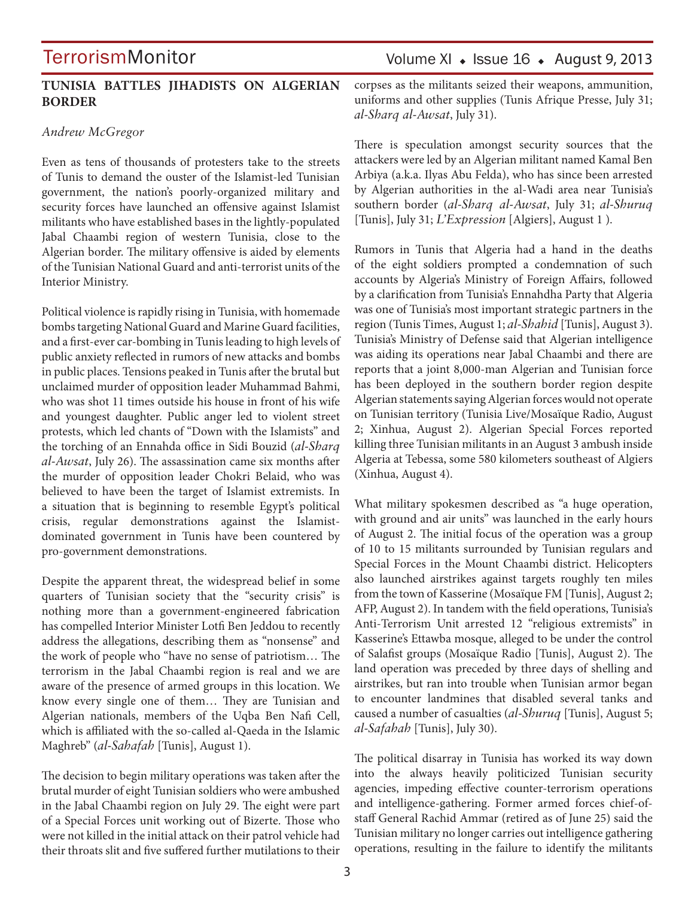## TUNISIA BATTLES JIHADISTS ON ALGERIAN BORDER

*Andrew McGregor*

Even as tens of thousands of protesters take to the streets of Tunis to demand the ouster of the Islamist-led Tunisian government, the nation's poorly-organized military and security forces have launched an offensive against Islamist militants who have established bases in the lightly-populated Jabal Chaambi region of western Tunisia, close to the Algerian border. The military offensive is aided by elements of the Tunisian National Guard and anti-terrorist units of the Interior Ministry.

Political violence is rapidly rising in Tunisia, with homemade bombs targeting National Guard and Marine Guard facilities, and a first-ever car-bombing in Tunis leading to high levels of public anxiety reflected in rumors of new attacks and bombs in public places. Tensions peaked in Tunis after the brutal but unclaimed murder of opposition leader Muhammad Bahmi, who was shot 11 times outside his house in front of his wife and youngest daughter. Public anger led to violent street protests, which led chants of "Down with the Islamists" and the torching of an Ennahda office in Sidi Bouzid (*al-Sharq al-Awsat*, July 26). The assassination came six months after the murder of opposition leader Chokri Belaid, who was believed to have been the target of Islamist extremists. In a situation that is beginning to resemble Egypt's political crisis, regular demonstrations against the Islamist-dominated government in Tunis have been countered by pro-government demonstrations.

Despite the apparent threat, the widespread belief in some quarters of Tunisian society that the "security crisis" is nothing more than a government-engineered fabrication has compelled Interior Minister Lotfi Ben Jeddou to recently address the allegations, describing them as "nonsense" and the work of people who "have no sense of patriotism… The terrorism in the Jabal Chaambi region is real and we are aware of the presence of armed groups in this location. We know every single one of them… They are Tunisian and Algerian nationals, members of the Uqba Ben Nafi Cell, which is affiliated with the so-called al-Qaeda in the Islamic Maghreb" (*al-Sahafah* [Tunis], August 1).

The decision to begin military operations was taken after the brutal murder of eight Tunisian soldiers who were ambushed in the Jabal Chaambi region on July 29. The eight were part of a Special Forces unit working out of Bizerte. Those who were not killed in the initial attack on their patrol vehicle had their throats slit and five suffered further mutilations to their corpses as the militants seized their weapons, ammunition, uniforms and other supplies (Tunis Afrique Presse, July 31; *al-Sharq al-Awsat*, July 31).

There is speculation amongst security sources that the attackers were led by an Algerian militant named Kamal Ben Arbiya (a.k.a. Ilyas Abu Felda), who has since been arrested by Algerian authorities in the al-Wadi area near Tunisia's southern border (*al-Sharq al-Awsat*, July 31; *al-Shuruq* [Tunis], July 31; *L'Expression* [Algiers], August 1 ).

Rumors in Tunis that Algeria had a hand in the deaths of the eight soldiers prompted a condemnation of such accounts by Algeria's Ministry of Foreign Affairs, followed by a clarification from Tunisia's Ennahdha Party that Algeria was one of Tunisia's most important strategic partners in the region (Tunis Times, August 1; *al-Shahid* [Tunis], August 3). Tunisia's Ministry of Defense said that Algerian intelligence was aiding its operations near Jabal Chaambi and there are reports that a joint 8,000-man Algerian and Tunisian force has been deployed in the southern border region despite Algerian statements saying Algerian forces would not operate on Tunisian territory (Tunisia Live/Mosaïque Radio, August 2; Xinhua, August 2). Algerian Special Forces reported killing three Tunisian militants in an August 3 ambush inside Algeria at Tebessa, some 580 kilometers southeast of Algiers (Xinhua, August 4).

What military spokesmen described as "a huge operation, with ground and air units" was launched in the early hours of August 2. The initial focus of the operation was a group of 10 to 15 militants surrounded by Tunisian regulars and Special Forces in the Mount Chaambi district. Helicopters also launched airstrikes against targets roughly ten miles from the town of Kasserine (Mosaïque FM [Tunis], August 2; AFP, August 2). In tandem with the field operations, Tunisia's Anti-Terrorism Unit arrested 12 "religious extremists" in Kasserine's Ettawba mosque, alleged to be under the control of Salafist groups (Mosaïque Radio [Tunis], August 2). The land operation was preceded by three days of shelling and airstrikes, but ran into trouble when Tunisian armor began to encounter landmines that disabled several tanks and caused a number of casualties (*al-Shuruq* [Tunis], August 5; *al-Safahah* [Tunis], July 30).

The political disarray in Tunisia has worked its way down into the always heavily politicized Tunisian security agencies, impeding effective counter-terrorism operations and intelligence-gathering. Former armed forces chief-of-staff General Rachid Ammar (retired as of June 25) said the Tunisian military no longer carries out intelligence gathering operations, resulting in the failure to identify the militants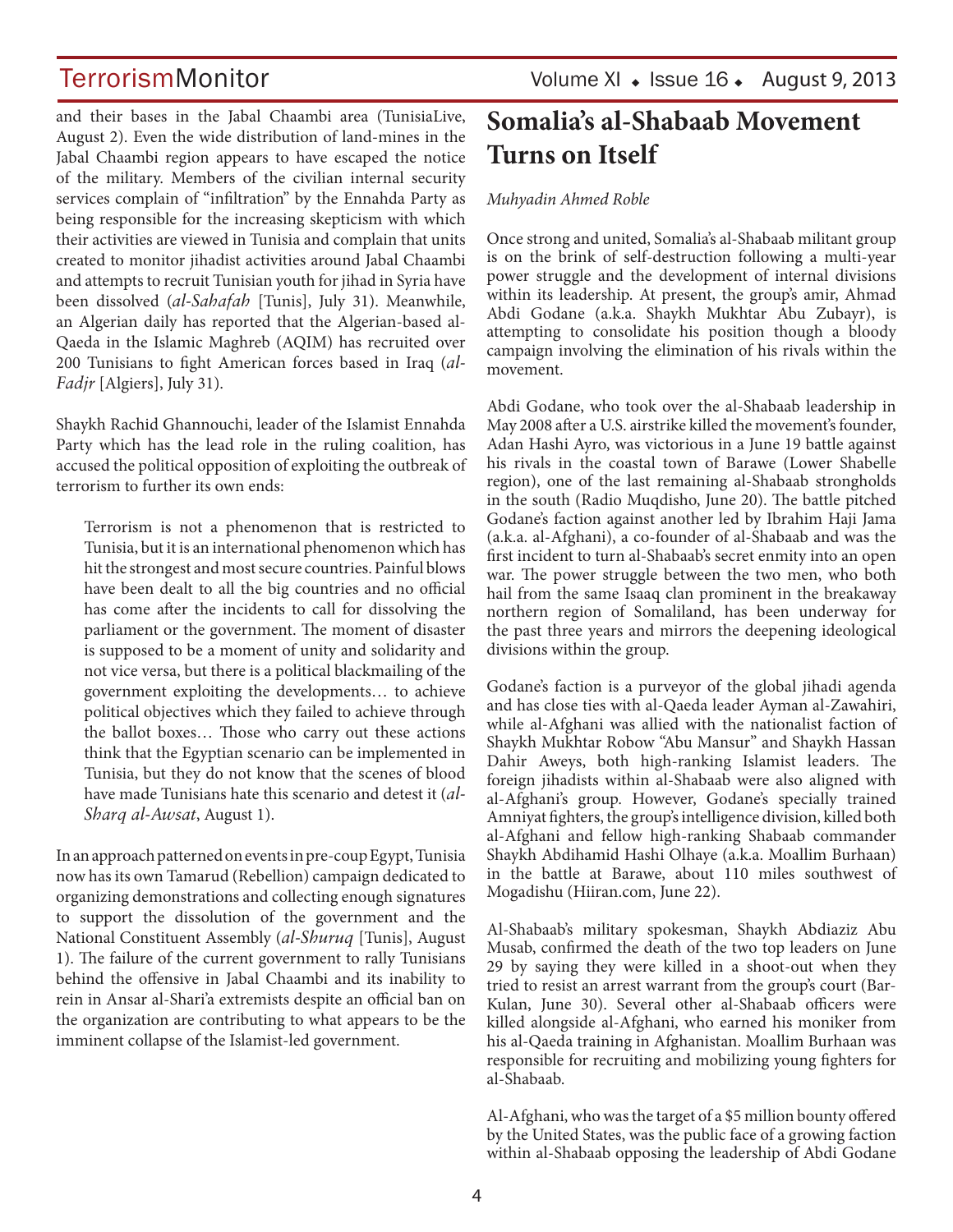and their bases in the Jabal Chaambi area (TunisiaLive, August 2). Even the wide distribution of land-mines in the Jabal Chaambi region appears to have escaped the notice of the military. Members of the civilian internal security services complain of "infiltration" by the Ennahda Party as being responsible for the increasing skepticism with which their activities are viewed in Tunisia and complain that units created to monitor jihadist activities around Jabal Chaambi and attempts to recruit Tunisian youth for jihad in Syria have been dissolved (*al-Sahafah* [Tunis], July 31). Meanwhile, an Algerian daily has reported that the Algerian-based al-Qaeda in the Islamic Maghreb (AQIM) has recruited over 200 Tunisians to fight American forces based in Iraq (*al-Fadjr* [Algiers], July 31).

Shaykh Rachid Ghannouchi, leader of the Islamist Ennahda Party which has the lead role in the ruling coalition, has accused the political opposition of exploiting the outbreak of terrorism to further its own ends:

> Terrorism is not a phenomenon that is restricted to Tunisia, but it is an international phenomenon which has hit the strongest and most secure countries. Painful blows have been dealt to all the big countries and no official has come after the incidents to call for dissolving the parliament or the government. The moment of disaster is supposed to be a moment of unity and solidarity and not vice versa, but there is a political blackmailing of the government exploiting the developments… to achieve political objectives which they failed to achieve through the ballot boxes… Those who carry out these actions think that the Egyptian scenario can be implemented in Tunisia, but they do not know that the scenes of blood have made Tunisians hate this scenario and detest it (*al-Sharq al-Awsat*, August 1).

In an approach patterned on events in pre-coup Egypt, Tunisia now has its own Tamarud (Rebellion) campaign dedicated to organizing demonstrations and collecting enough signatures to support the dissolution of the government and the National Constituent Assembly (*al-Shuruq* [Tunis], August 1). The failure of the current government to rally Tunisians behind the offensive in Jabal Chaambi and its inability to rein in Ansar al-Shari'a extremists despite an official ban on the organization are contributing to what appears to be the imminent collapse of the Islamist-led government.

# Somalia's al-Shabaab Movement Turns on Itself

*Muhyadin Ahmed Roble*

Once strong and united, Somalia's al-Shabaab militant group is on the brink of self-destruction following a multi-year power struggle and the development of internal divisions within its leadership. At present, the group's amir, Ahmad Abdi Godane (a.k.a. Shaykh Mukhtar Abu Zubayr), is attempting to consolidate his position though a bloody campaign involving the elimination of his rivals within the movement.

Abdi Godane, who took over the al-Shabaab leadership in May 2008 after a U.S. airstrike killed the movement's founder, Adan Hashi Ayro, was victorious in a June 19 battle against his rivals in the coastal town of Barawe (Lower Shabelle region), one of the last remaining al-Shabaab strongholds in the south (Radio Muqdisho, June 20). The battle pitched Godane's faction against another led by Ibrahim Haji Jama (a.k.a. al-Afghani), a co-founder of al-Shabaab and was the first incident to turn al-Shabaab's secret enmity into an open war. The power struggle between the two men, who both hail from the same Isaaq clan prominent in the breakaway northern region of Somaliland, has been underway for the past three years and mirrors the deepening ideological divisions within the group.

Godane's faction is a purveyor of the global jihadi agenda and has close ties with al-Qaeda leader Ayman al-Zawahiri, while al-Afghani was allied with the nationalist faction of Shaykh Mukhtar Robow "Abu Mansur" and Shaykh Hassan Dahir Aweys, both high-ranking Islamist leaders. The foreign jihadists within al-Shabaab were also aligned with al-Afghani's group. However, Godane's specially trained Amniyat fighters, the group's intelligence division, killed both al-Afghani and fellow high-ranking Shabaab commander Shaykh Abdihamid Hashi Olhaye (a.k.a. Moallim Burhaan) in the battle at Barawe, about 110 miles southwest of Mogadishu (Hiiran.com, June 22).

Al-Shabaab's military spokesman, Shaykh Abdiaziz Abu Musab, confirmed the death of the two top leaders on June 29 by saying they were killed in a shoot-out when they tried to resist an arrest warrant from the group's court (Bar-Kulan, June 30). Several other al-Shabaab officers were killed alongside al-Afghani, who earned his moniker from his al-Qaeda training in Afghanistan. Moallim Burhaan was responsible for recruiting and mobilizing young fighters for al-Shabaab.

Al-Afghani, who was the target of a $5 million bounty offered by the United States, was the public face of a growing faction within al-Shabaab opposing the leadership of Abdi Godane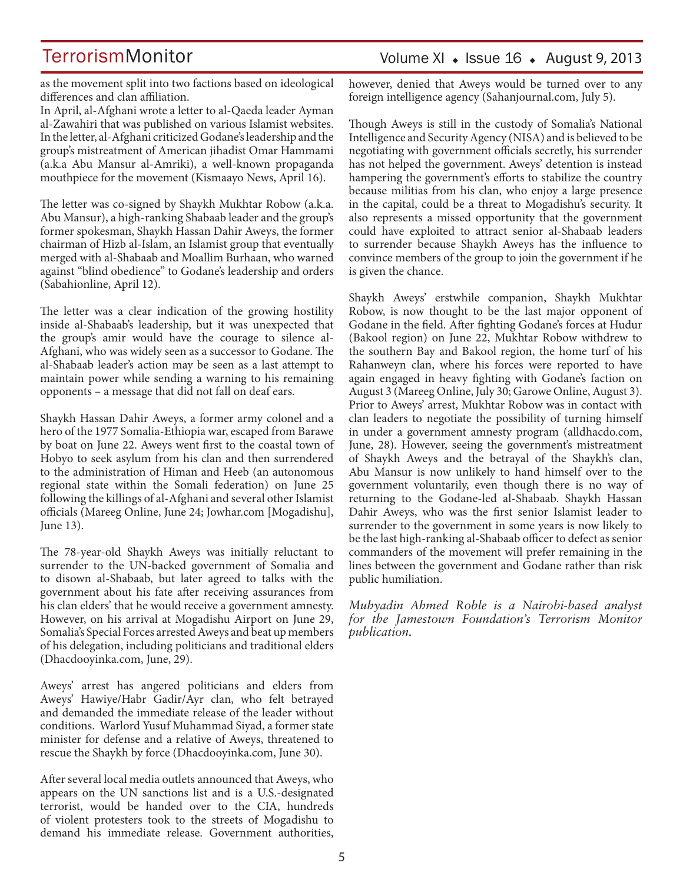as the movement split into two factions based on ideological differences and clan affiliation.

In April, al-Afghani wrote a letter to al-Qaeda leader Ayman al-Zawahiri that was published on various Islamist websites. In the letter, al-Afghani criticized Godane's leadership and the group's mistreatment of American jihadist Omar Hammami (a.k.a Abu Mansur al-Amriki), a well-known propaganda mouthpiece for the movement (Kismaayo News, April 16).

The letter was co-signed by Shaykh Mukhtar Robow (a.k.a. Abu Mansur), a high-ranking Shabaab leader and the group's former spokesman, Shaykh Hassan Dahir Aweys, the former chairman of Hizb al-Islam, an Islamist group that eventually merged with al-Shabaab and Moallim Burhaan, who warned against "blind obedience" to Godane's leadership and orders (Sabahionline, April 12).

The letter was a clear indication of the growing hostility inside al-Shabaab's leadership, but it was unexpected that the group's amir would have the courage to silence al-Afghani, who was widely seen as a successor to Godane. The al-Shabaab leader's action may be seen as a last attempt to maintain power while sending a warning to his remaining opponents – a message that did not fall on deaf ears.

Shaykh Hassan Dahir Aweys, a former army colonel and a hero of the 1977 Somalia-Ethiopia war, escaped from Barawe by boat on June 22. Aweys went first to the coastal town of Hobyo to seek asylum from his clan and then surrendered to the administration of Himan and Heeb (an autonomous regional state within the Somali federation) on June 25 following the killings of al-Afghani and several other Islamist officials (Mareeg Online, June 24; Jowhar.com [Mogadishu], June 13).

The 78-year-old Shaykh Aweys was initially reluctant to surrender to the UN-backed government of Somalia and to disown al-Shabaab, but later agreed to talks with the government about his fate after receiving assurances from his clan elders' that he would receive a government amnesty. However, on his arrival at Mogadishu Airport on June 29, Somalia's Special Forces arrested Aweys and beat up members of his delegation, including politicians and traditional elders (Dhacdooyinka.com, June, 29).

Aweys' arrest has angered politicians and elders from Aweys' Hawiye/Habr Gadir/Ayr clan, who felt betrayed and demanded the immediate release of the leader without conditions. Warlord Yusuf Muhammad Siyad, a former state minister for defense and a relative of Aweys, threatened to rescue the Shaykh by force (Dhacdooyinka.com, June 30).

After several local media outlets announced that Aweys, who appears on the UN sanctions list and is a U.S.-designated terrorist, would be handed over to the CIA, hundreds of violent protesters took to the streets of Mogadishu to demand his immediate release. Government authorities, however, denied that Aweys would be turned over to any foreign intelligence agency (Sahanjournal.com, July 5).

Though Aweys is still in the custody of Somalia's National Intelligence and Security Agency (NISA) and is believed to be negotiating with government officials secretly, his surrender has not helped the government. Aweys' detention is instead hampering the government's efforts to stabilize the country because militias from his clan, who enjoy a large presence in the capital, could be a threat to Mogadishu's security. It also represents a missed opportunity that the government could have exploited to attract senior al-Shabaab leaders to surrender because Shaykh Aweys has the influence to convince members of the group to join the government if he is given the chance.

Shaykh Aweys' erstwhile companion, Shaykh Mukhtar Robow, is now thought to be the last major opponent of Godane in the field. After fighting Godane's forces at Hudur (Bakool region) on June 22, Mukhtar Robow withdrew to the southern Bay and Bakool region, the home turf of his Rahanweyn clan, where his forces were reported to have again engaged in heavy fighting with Godane's faction on August 3 (Mareeg Online, July 30; Garowe Online, August 3). Prior to Aweys' arrest, Mukhtar Robow was in contact with clan leaders to negotiate the possibility of turning himself in under a government amnesty program (alldhacdo.com, June, 28). However, seeing the government's mistreatment of Shaykh Aweys and the betrayal of the Shaykh's clan, Abu Mansur is now unlikely to hand himself over to the government voluntarily, even though there is no way of returning to the Godane-led al-Shabaab. Shaykh Hassan Dahir Aweys, who was the first senior Islamist leader to surrender to the government in some years is now likely to be the last high-ranking al-Shabaab officer to defect as senior commanders of the movement will prefer remaining in the lines between the government and Godane rather than risk public humiliation.

*Muhyadin Ahmed Roble is a Nairobi-based analyst for the Jamestown Foundation's Terrorism Monitor publication.*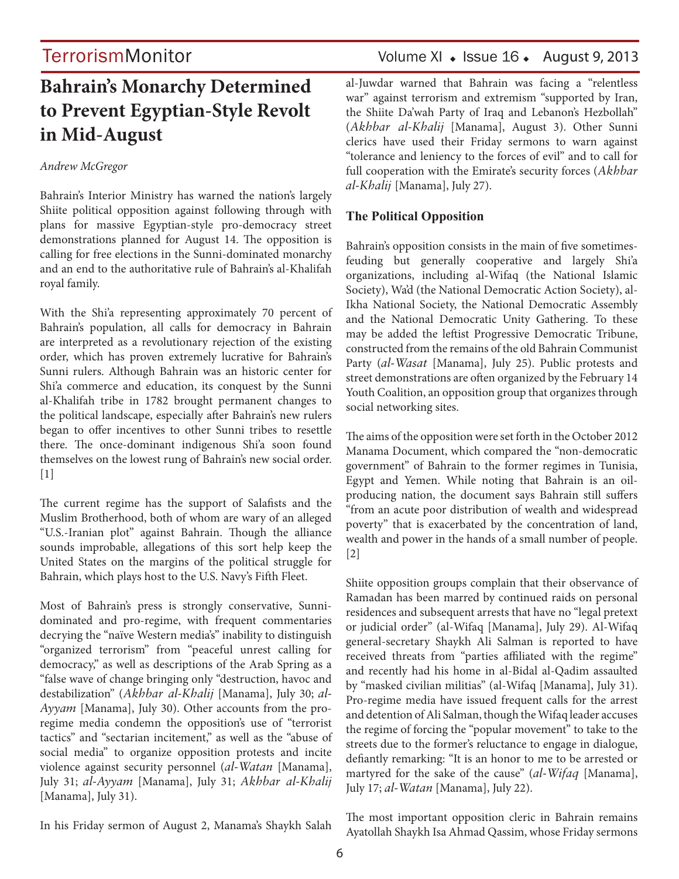# Bahrain's Monarchy Determined to Prevent Egyptian-Style Revolt in Mid-August

*Andrew McGregor*

Bahrain's Interior Ministry has warned the nation's largely Shiite political opposition against following through with plans for massive Egyptian-style pro-democracy street demonstrations planned for August 14. The opposition is calling for free elections in the Sunni-dominated monarchy and an end to the authoritative rule of Bahrain's al-Khalifah royal family.

With the Shi'a representing approximately 70 percent of Bahrain's population, all calls for democracy in Bahrain are interpreted as a revolutionary rejection of the existing order, which has proven extremely lucrative for Bahrain's Sunni rulers. Although Bahrain was an historic center for Shi'a commerce and education, its conquest by the Sunni al-Khalifah tribe in 1782 brought permanent changes to the political landscape, especially after Bahrain's new rulers began to offer incentives to other Sunni tribes to resettle there. The once-dominant indigenous Shi'a soon found themselves on the lowest rung of Bahrain's new social order. [1]

The current regime has the support of Salafists and the Muslim Brotherhood, both of whom are wary of an alleged "U.S.-Iranian plot" against Bahrain. Though the alliance sounds improbable, allegations of this sort help keep the United States on the margins of the political struggle for Bahrain, which plays host to the U.S. Navy's Fifth Fleet.

Most of Bahrain's press is strongly conservative, Sunni-dominated and pro-regime, with frequent commentaries decrying the "naïve Western media's" inability to distinguish "organized terrorism" from "peaceful unrest calling for democracy," as well as descriptions of the Arab Spring as a "false wave of change bringing only "destruction, havoc and destabilization" (*Akhbar al-Khalij* [Manama], July 30; *al-Ayyam* [Manama], July 30). Other accounts from the pro-regime media condemn the opposition's use of "terrorist tactics" and "sectarian incitement," as well as the "abuse of social media" to organize opposition protests and incite violence against security personnel (*al-Watan* [Manama], July 31; *al-Ayyam* [Manama], July 31; *Akhbar al-Khalij* [Manama], July 31).

In his Friday sermon of August 2, Manama's Shaykh Salah al-Juwdar warned that Bahrain was facing a "relentless war" against terrorism and extremism "supported by Iran, the Shiite Da'wah Party of Iraq and Lebanon's Hezbollah" (*Akhbar al-Khalij* [Manama], August 3). Other Sunni clerics have used their Friday sermons to warn against "tolerance and leniency to the forces of evil" and to call for full cooperation with the Emirate's security forces (*Akhbar al-Khalij* [Manama], July 27).

**The Political Opposition**

Bahrain's opposition consists in the main of five sometimes-feuding but generally cooperative and largely Shi'a organizations, including al-Wifaq (the National Islamic Society), Wa'd (the National Democratic Action Society), al-Ikha National Society, the National Democratic Assembly and the National Democratic Unity Gathering. To these may be added the leftist Progressive Democratic Tribune, constructed from the remains of the old Bahrain Communist Party (*al-Wasat* [Manama], July 25). Public protests and street demonstrations are often organized by the February 14 Youth Coalition, an opposition group that organizes through social networking sites.

The aims of the opposition were set forth in the October 2012 Manama Document, which compared the "non-democratic government" of Bahrain to the former regimes in Tunisia, Egypt and Yemen. While noting that Bahrain is an oil-producing nation, the document says Bahrain still suffers "from an acute poor distribution of wealth and widespread poverty" that is exacerbated by the concentration of land, wealth and power in the hands of a small number of people. [2]

Shiite opposition groups complain that their observance of Ramadan has been marred by continued raids on personal residences and subsequent arrests that have no "legal pretext or judicial order" (al-Wifaq [Manama], July 29). Al-Wifaq general-secretary Shaykh Ali Salman is reported to have received threats from "parties affiliated with the regime" and recently had his home in al-Bidal al-Qadim assaulted by "masked civilian militias" (al-Wifaq [Manama], July 31). Pro-regime media have issued frequent calls for the arrest and detention of Ali Salman, though the Wifaq leader accuses the regime of forcing the "popular movement" to take to the streets due to the former's reluctance to engage in dialogue, defiantly remarking: "It is an honor to me to be arrested or martyred for the sake of the cause" (*al-Wifaq* [Manama], July 17; *al-Watan* [Manama], July 22).

The most important opposition cleric in Bahrain remains Ayatollah Shaykh Isa Ahmad Qassim, whose Friday sermons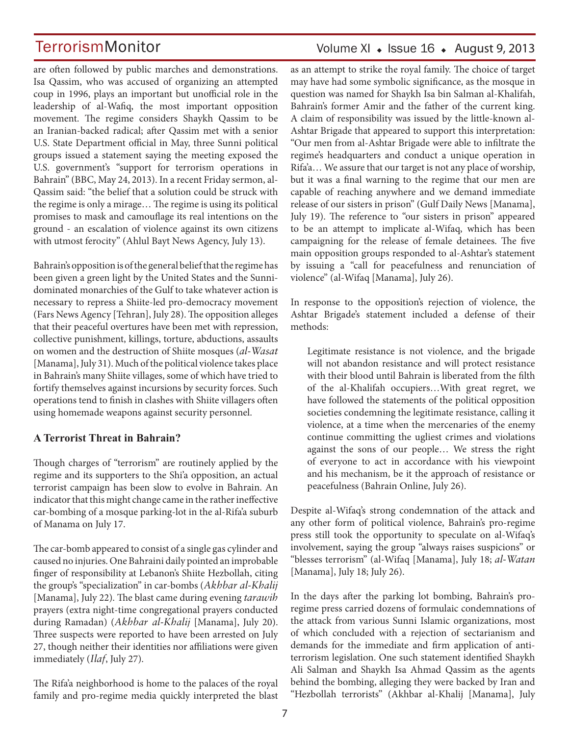are often followed by public marches and demonstrations. Isa Qassim, who was accused of organizing an attempted coup in 1996, plays an important but unofficial role in the leadership of al-Wafiq, the most important opposition movement. The regime considers Shaykh Qassim to be an Iranian-backed radical; after Qassim met with a senior U.S. State Department official in May, three Sunni political groups issued a statement saying the meeting exposed the U.S. government's "support for terrorism operations in Bahrain" (BBC, May 24, 2013). In a recent Friday sermon, al-Qassim said: "the belief that a solution could be struck with the regime is only a mirage… The regime is using its political promises to mask and camouflage its real intentions on the ground - an escalation of violence against its own citizens with utmost ferocity" (Ahlul Bayt News Agency, July 13).

Bahrain's opposition is of the general belief that the regime has been given a green light by the United States and the Sunni-dominated monarchies of the Gulf to take whatever action is necessary to repress a Shiite-led pro-democracy movement (Fars News Agency [Tehran], July 28). The opposition alleges that their peaceful overtures have been met with repression, collective punishment, killings, torture, abductions, assaults on women and the destruction of Shiite mosques (*al-Wasat* [Manama], July 31). Much of the political violence takes place in Bahrain's many Shiite villages, some of which have tried to fortify themselves against incursions by security forces. Such operations tend to finish in clashes with Shiite villagers often using homemade weapons against security personnel.

## A Terrorist Threat in Bahrain?

Though charges of "terrorism" are routinely applied by the regime and its supporters to the Shi'a opposition, an actual terrorist campaign has been slow to evolve in Bahrain. An indicator that this might change came in the rather ineffective car-bombing of a mosque parking-lot in the al-Rifa'a suburb of Manama on July 17.

The car-bomb appeared to consist of a single gas cylinder and caused no injuries. One Bahraini daily pointed an improbable finger of responsibility at Lebanon's Shiite Hezbollah, citing the group's "specialization" in car-bombs (*Akhbar al-Khalij* [Manama], July 22). The blast came during evening *tarawih* prayers (extra night-time congregational prayers conducted during Ramadan) (*Akhbar al-Khalij* [Manama], July 20). Three suspects were reported to have been arrested on July 27, though neither their identities nor affiliations were given immediately (*Ilaf*, July 27).

The Rifa'a neighborhood is home to the palaces of the royal family and pro-regime media quickly interpreted the blast as an attempt to strike the royal family. The choice of target may have had some symbolic significance, as the mosque in question was named for Shaykh Isa bin Salman al-Khalifah, Bahrain's former Amir and the father of the current king. A claim of responsibility was issued by the little-known al-Ashtar Brigade that appeared to support this interpretation: "Our men from al-Ashtar Brigade were able to infiltrate the regime's headquarters and conduct a unique operation in Rifa'a… We assure that our target is not any place of worship, but it was a final warning to the regime that our men are capable of reaching anywhere and we demand immediate release of our sisters in prison" (Gulf Daily News [Manama], July 19). The reference to "our sisters in prison" appeared to be an attempt to implicate al-Wifaq, which has been campaigning for the release of female detainees. The five main opposition groups responded to al-Ashtar's statement by issuing a "call for peacefulness and renunciation of violence" (al-Wifaq [Manama], July 26).

In response to the opposition's rejection of violence, the Ashtar Brigade's statement included a defense of their methods:

> Legitimate resistance is not violence, and the brigade will not abandon resistance and will protect resistance with their blood until Bahrain is liberated from the filth of the al-Khalifah occupiers…With great regret, we have followed the statements of the political opposition societies condemning the legitimate resistance, calling it violence, at a time when the mercenaries of the enemy continue committing the ugliest crimes and violations against the sons of our people… We stress the right of everyone to act in accordance with his viewpoint and his mechanism, be it the approach of resistance or peacefulness (Bahrain Online, July 26).

Despite al-Wifaq's strong condemnation of the attack and any other form of political violence, Bahrain's pro-regime press still took the opportunity to speculate on al-Wifaq's involvement, saying the group "always raises suspicions" or "blesses terrorism" (al-Wifaq [Manama], July 18; *al-Watan* [Manama], July 18; July 26).

In the days after the parking lot bombing, Bahrain's pro-regime press carried dozens of formulaic condemnations of the attack from various Sunni Islamic organizations, most of which concluded with a rejection of sectarianism and demands for the immediate and firm application of anti-terrorism legislation. One such statement identified Shaykh Ali Salman and Shaykh Isa Ahmad Qassim as the agents behind the bombing, alleging they were backed by Iran and "Hezbollah terrorists" (Akhbar al-Khalij [Manama], July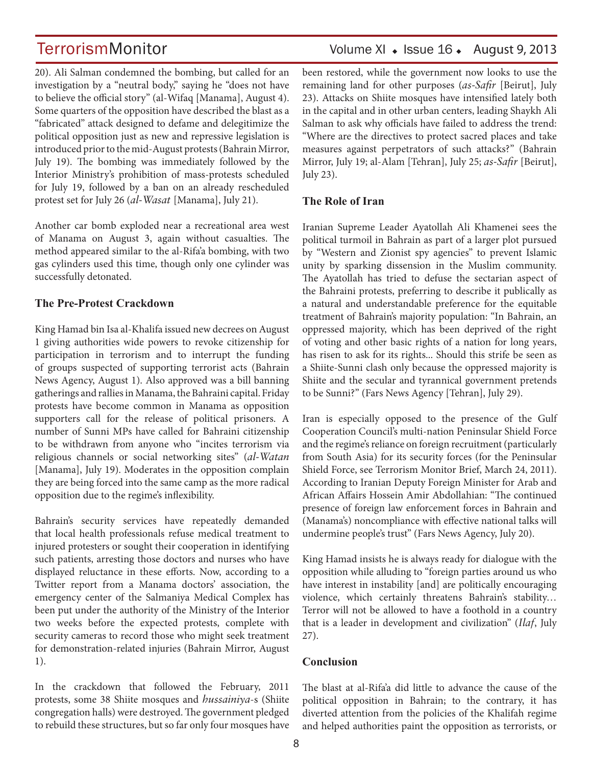20). Ali Salman condemned the bombing, but called for an investigation by a "neutral body," saying he "does not have to believe the official story" (al-Wifaq [Manama], August 4). Some quarters of the opposition have described the blast as a "fabricated" attack designed to defame and delegitimize the political opposition just as new and repressive legislation is introduced prior to the mid-August protests (Bahrain Mirror, July 19). The bombing was immediately followed by the Interior Ministry's prohibition of mass-protests scheduled for July 19, followed by a ban on an already rescheduled protest set for July 26 (*al-Wasat* [Manama], July 21).

Another car bomb exploded near a recreational area west of Manama on August 3, again without casualties. The method appeared similar to the al-Rifa'a bombing, with two gas cylinders used this time, though only one cylinder was successfully detonated.

### The Pre-Protest Crackdown

King Hamad bin Isa al-Khalifa issued new decrees on August 1 giving authorities wide powers to revoke citizenship for participation in terrorism and to interrupt the funding of groups suspected of supporting terrorist acts (Bahrain News Agency, August 1). Also approved was a bill banning gatherings and rallies in Manama, the Bahraini capital. Friday protests have become common in Manama as opposition supporters call for the release of political prisoners. A number of Sunni MPs have called for Bahraini citizenship to be withdrawn from anyone who "incites terrorism via religious channels or social networking sites" (*al-Watan* [Manama], July 19). Moderates in the opposition complain they are being forced into the same camp as the more radical opposition due to the regime's inflexibility.

Bahrain's security services have repeatedly demanded that local health professionals refuse medical treatment to injured protesters or sought their cooperation in identifying such patients, arresting those doctors and nurses who have displayed reluctance in these efforts. Now, according to a Twitter report from a Manama doctors' association, the emergency center of the Salmaniya Medical Complex has been put under the authority of the Ministry of the Interior two weeks before the expected protests, complete with security cameras to record those who might seek treatment for demonstration-related injuries (Bahrain Mirror, August 1).

In the crackdown that followed the February, 2011 protests, some 38 Shiite mosques and *hussainiya*-s (Shiite congregation halls) were destroyed. The government pledged to rebuild these structures, but so far only four mosques have been restored, while the government now looks to use the remaining land for other purposes (*as-Safir* [Beirut], July 23). Attacks on Shiite mosques have intensified lately both in the capital and in other urban centers, leading Shaykh Ali Salman to ask why officials have failed to address the trend: "Where are the directives to protect sacred places and take measures against perpetrators of such attacks?" (Bahrain Mirror, July 19; al-Alam [Tehran], July 25; *as-Safir* [Beirut], July 23).

### The Role of Iran

Iranian Supreme Leader Ayatollah Ali Khamenei sees the political turmoil in Bahrain as part of a larger plot pursued by "Western and Zionist spy agencies" to prevent Islamic unity by sparking dissension in the Muslim community. The Ayatollah has tried to defuse the sectarian aspect of the Bahraini protests, preferring to describe it publically as a natural and understandable preference for the equitable treatment of Bahrain's majority population: "In Bahrain, an oppressed majority, which has been deprived of the right of voting and other basic rights of a nation for long years, has risen to ask for its rights... Should this strife be seen as a Shiite-Sunni clash only because the oppressed majority is Shiite and the secular and tyrannical government pretends to be Sunni?" (Fars News Agency [Tehran], July 29).

Iran is especially opposed to the presence of the Gulf Cooperation Council's multi-nation Peninsular Shield Force and the regime's reliance on foreign recruitment (particularly from South Asia) for its security forces (for the Peninsular Shield Force, see Terrorism Monitor Brief, March 24, 2011). According to Iranian Deputy Foreign Minister for Arab and African Affairs Hossein Amir Abdollahian: "The continued presence of foreign law enforcement forces in Bahrain and (Manama's) noncompliance with effective national talks will undermine people's trust" (Fars News Agency, July 20).

King Hamad insists he is always ready for dialogue with the opposition while alluding to "foreign parties around us who have interest in instability [and] are politically encouraging violence, which certainly threatens Bahrain's stability… Terror will not be allowed to have a foothold in a country that is a leader in development and civilization" (*Ilaf*, July 27).

### Conclusion

The blast at al-Rifa'a did little to advance the cause of the political opposition in Bahrain; to the contrary, it has diverted attention from the policies of the Khalifah regime and helped authorities paint the opposition as terrorists, or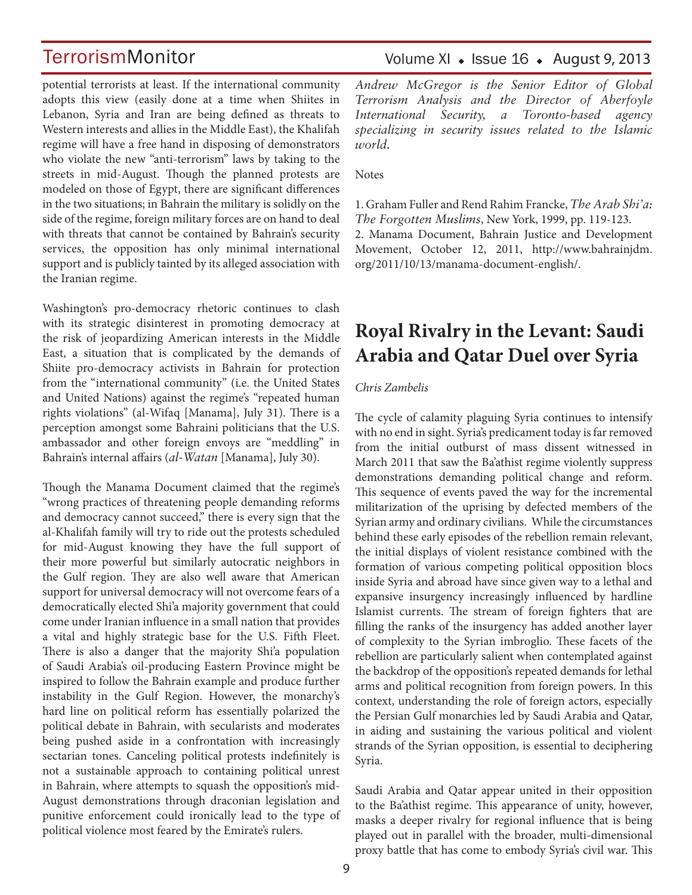potential terrorists at least. If the international community adopts this view (easily done at a time when Shiites in Lebanon, Syria and Iran are being defined as threats to Western interests and allies in the Middle East), the Khalifah regime will have a free hand in disposing of demonstrators who violate the new "anti-terrorism" laws by taking to the streets in mid-August. Though the planned protests are modeled on those of Egypt, there are significant differences in the two situations; in Bahrain the military is solidly on the side of the regime, foreign military forces are on hand to deal with threats that cannot be contained by Bahrain's security services, the opposition has only minimal international support and is publicly tainted by its alleged association with the Iranian regime.

Washington's pro-democracy rhetoric continues to clash with its strategic disinterest in promoting democracy at the risk of jeopardizing American interests in the Middle East, a situation that is complicated by the demands of Shiite pro-democracy activists in Bahrain for protection from the "international community" (i.e. the United States and United Nations) against the regime's "repeated human rights violations" (al-Wifaq [Manama], July 31). There is a perception amongst some Bahraini politicians that the U.S. ambassador and other foreign envoys are "meddling" in Bahrain's internal affairs (*al-Watan* [Manama], July 30).

Though the Manama Document claimed that the regime's "wrong practices of threatening people demanding reforms and democracy cannot succeed," there is every sign that the al-Khalifah family will try to ride out the protests scheduled for mid-August knowing they have the full support of their more powerful but similarly autocratic neighbors in the Gulf region. They are also well aware that American support for universal democracy will not overcome fears of a democratically elected Shi'a majority government that could come under Iranian influence in a small nation that provides a vital and highly strategic base for the U.S. Fifth Fleet. There is also a danger that the majority Shi'a population of Saudi Arabia's oil-producing Eastern Province might be inspired to follow the Bahrain example and produce further instability in the Gulf Region. However, the monarchy's hard line on political reform has essentially polarized the political debate in Bahrain, with secularists and moderates being pushed aside in a confrontation with increasingly sectarian tones. Canceling political protests indefinitely is not a sustainable approach to containing political unrest in Bahrain, where attempts to squash the opposition's mid-August demonstrations through draconian legislation and punitive enforcement could ironically lead to the type of political violence most feared by the Emirate's rulers.

*Andrew McGregor is the Senior Editor of Global Terrorism Analysis and the Director of Aberfoyle International Security, a Toronto-based agency specializing in security issues related to the Islamic world.*

Notes

1. Graham Fuller and Rend Rahim Francke, *The Arab Shi'a: The Forgotten Muslims*, New York, 1999, pp. 119-123.
2. Manama Document, Bahrain Justice and Development Movement, October 12, 2011, http://www.bahrainjdm.org/2011/10/13/manama-document-english/.

# Royal Rivalry in the Levant: Saudi Arabia and Qatar Duel over Syria

*Chris Zambelis*

The cycle of calamity plaguing Syria continues to intensify with no end in sight. Syria's predicament today is far removed from the initial outburst of mass dissent witnessed in March 2011 that saw the Ba'athist regime violently suppress demonstrations demanding political change and reform. This sequence of events paved the way for the incremental militarization of the uprising by defected members of the Syrian army and ordinary civilians. While the circumstances behind these early episodes of the rebellion remain relevant, the initial displays of violent resistance combined with the formation of various competing political opposition blocs inside Syria and abroad have since given way to a lethal and expansive insurgency increasingly influenced by hardline Islamist currents. The stream of foreign fighters that are filling the ranks of the insurgency has added another layer of complexity to the Syrian imbroglio. These facets of the rebellion are particularly salient when contemplated against the backdrop of the opposition's repeated demands for lethal arms and political recognition from foreign powers. In this context, understanding the role of foreign actors, especially the Persian Gulf monarchies led by Saudi Arabia and Qatar, in aiding and sustaining the various political and violent strands of the Syrian opposition, is essential to deciphering Syria.

Saudi Arabia and Qatar appear united in their opposition to the Ba'athist regime. This appearance of unity, however, masks a deeper rivalry for regional influence that is being played out in parallel with the broader, multi-dimensional proxy battle that has come to embody Syria's civil war. This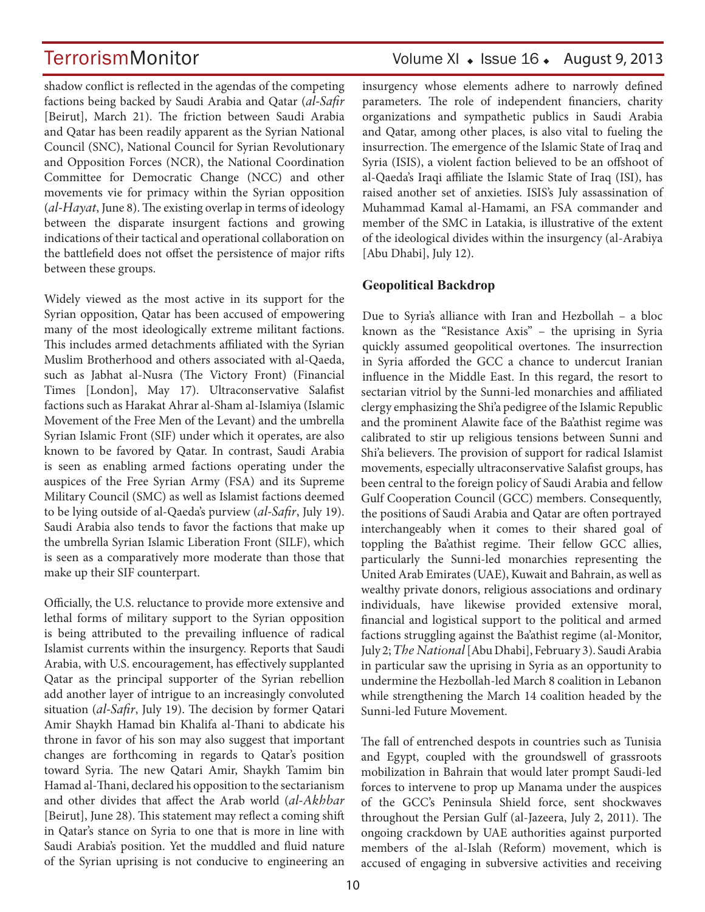shadow conflict is reflected in the agendas of the competing factions being backed by Saudi Arabia and Qatar (*al-Safir* [Beirut], March 21). The friction between Saudi Arabia and Qatar has been readily apparent as the Syrian National Council (SNC), National Council for Syrian Revolutionary and Opposition Forces (NCR), the National Coordination Committee for Democratic Change (NCC) and other movements vie for primacy within the Syrian opposition (*al-Hayat*, June 8). The existing overlap in terms of ideology between the disparate insurgent factions and growing indications of their tactical and operational collaboration on the battlefield does not offset the persistence of major rifts between these groups.

Widely viewed as the most active in its support for the Syrian opposition, Qatar has been accused of empowering many of the most ideologically extreme militant factions. This includes armed detachments affiliated with the Syrian Muslim Brotherhood and others associated with al-Qaeda, such as Jabhat al-Nusra (The Victory Front) (Financial Times [London], May 17). Ultraconservative Salafist factions such as Harakat Ahrar al-Sham al-Islamiya (Islamic Movement of the Free Men of the Levant) and the umbrella Syrian Islamic Front (SIF) under which it operates, are also known to be favored by Qatar. In contrast, Saudi Arabia is seen as enabling armed factions operating under the auspices of the Free Syrian Army (FSA) and its Supreme Military Council (SMC) as well as Islamist factions deemed to be lying outside of al-Qaeda's purview (*al-Safir*, July 19). Saudi Arabia also tends to favor the factions that make up the umbrella Syrian Islamic Liberation Front (SILF), which is seen as a comparatively more moderate than those that make up their SIF counterpart.

Officially, the U.S. reluctance to provide more extensive and lethal forms of military support to the Syrian opposition is being attributed to the prevailing influence of radical Islamist currents within the insurgency. Reports that Saudi Arabia, with U.S. encouragement, has effectively supplanted Qatar as the principal supporter of the Syrian rebellion add another layer of intrigue to an increasingly convoluted situation (*al-Safir*, July 19). The decision by former Qatari Amir Shaykh Hamad bin Khalifa al-Thani to abdicate his throne in favor of his son may also suggest that important changes are forthcoming in regards to Qatar's position toward Syria. The new Qatari Amir, Shaykh Tamim bin Hamad al-Thani, declared his opposition to the sectarianism and other divides that affect the Arab world (*al-Akhbar* [Beirut], June 28). This statement may reflect a coming shift in Qatar's stance on Syria to one that is more in line with Saudi Arabia's position. Yet the muddled and fluid nature of the Syrian uprising is not conducive to engineering an insurgency whose elements adhere to narrowly defined parameters. The role of independent financiers, charity organizations and sympathetic publics in Saudi Arabia and Qatar, among other places, is also vital to fueling the insurrection. The emergence of the Islamic State of Iraq and Syria (ISIS), a violent faction believed to be an offshoot of al-Qaeda's Iraqi affiliate the Islamic State of Iraq (ISI), has raised another set of anxieties. ISIS's July assassination of Muhammad Kamal al-Hamami, an FSA commander and member of the SMC in Latakia, is illustrative of the extent of the ideological divides within the insurgency (al-Arabiya [Abu Dhabi], July 12).

## Geopolitical Backdrop

Due to Syria's alliance with Iran and Hezbollah – a bloc known as the "Resistance Axis" – the uprising in Syria quickly assumed geopolitical overtones. The insurrection in Syria afforded the GCC a chance to undercut Iranian influence in the Middle East. In this regard, the resort to sectarian vitriol by the Sunni-led monarchies and affiliated clergy emphasizing the Shi'a pedigree of the Islamic Republic and the prominent Alawite face of the Ba'athist regime was calibrated to stir up religious tensions between Sunni and Shi'a believers. The provision of support for radical Islamist movements, especially ultraconservative Salafist groups, has been central to the foreign policy of Saudi Arabia and fellow Gulf Cooperation Council (GCC) members. Consequently, the positions of Saudi Arabia and Qatar are often portrayed interchangeably when it comes to their shared goal of toppling the Ba'athist regime. Their fellow GCC allies, particularly the Sunni-led monarchies representing the United Arab Emirates (UAE), Kuwait and Bahrain, as well as wealthy private donors, religious associations and ordinary individuals, have likewise provided extensive moral, financial and logistical support to the political and armed factions struggling against the Ba'athist regime (al-Monitor, July 2; *The National* [Abu Dhabi], February 3). Saudi Arabia in particular saw the uprising in Syria as an opportunity to undermine the Hezbollah-led March 8 coalition in Lebanon while strengthening the March 14 coalition headed by the Sunni-led Future Movement.

The fall of entrenched despots in countries such as Tunisia and Egypt, coupled with the groundswell of grassroots mobilization in Bahrain that would later prompt Saudi-led forces to intervene to prop up Manama under the auspices of the GCC's Peninsula Shield force, sent shockwaves throughout the Persian Gulf (al-Jazeera, July 2, 2011). The ongoing crackdown by UAE authorities against purported members of the al-Islah (Reform) movement, which is accused of engaging in subversive activities and receiving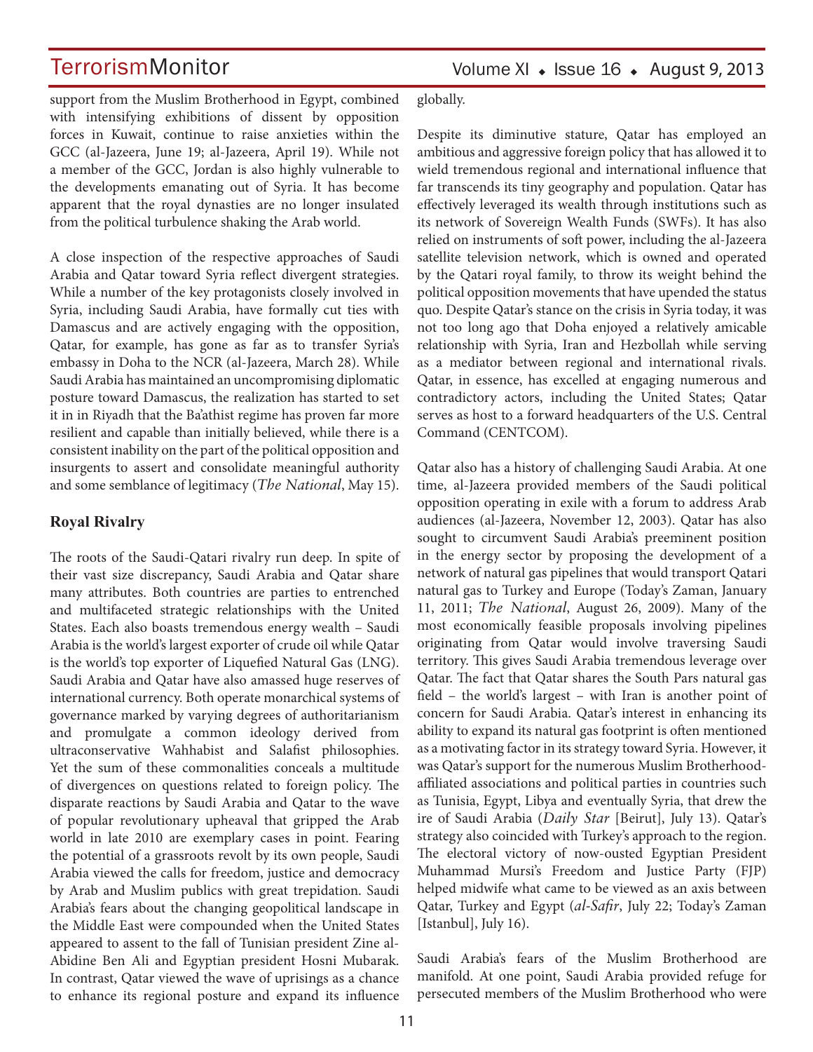support from the Muslim Brotherhood in Egypt, combined with intensifying exhibitions of dissent by opposition forces in Kuwait, continue to raise anxieties within the GCC (al-Jazeera, June 19; al-Jazeera, April 19). While not a member of the GCC, Jordan is also highly vulnerable to the developments emanating out of Syria. It has become apparent that the royal dynasties are no longer insulated from the political turbulence shaking the Arab world.

A close inspection of the respective approaches of Saudi Arabia and Qatar toward Syria reflect divergent strategies. While a number of the key protagonists closely involved in Syria, including Saudi Arabia, have formally cut ties with Damascus and are actively engaging with the opposition, Qatar, for example, has gone as far as to transfer Syria's embassy in Doha to the NCR (al-Jazeera, March 28). While Saudi Arabia has maintained an uncompromising diplomatic posture toward Damascus, the realization has started to set it in in Riyadh that the Ba'athist regime has proven far more resilient and capable than initially believed, while there is a consistent inability on the part of the political opposition and insurgents to assert and consolidate meaningful authority and some semblance of legitimacy (*The National*, May 15).

## Royal Rivalry

The roots of the Saudi-Qatari rivalry run deep. In spite of their vast size discrepancy, Saudi Arabia and Qatar share many attributes. Both countries are parties to entrenched and multifaceted strategic relationships with the United States. Each also boasts tremendous energy wealth – Saudi Arabia is the world's largest exporter of crude oil while Qatar is the world's top exporter of Liquefied Natural Gas (LNG). Saudi Arabia and Qatar have also amassed huge reserves of international currency. Both operate monarchical systems of governance marked by varying degrees of authoritarianism and promulgate a common ideology derived from ultraconservative Wahhabist and Salafist philosophies. Yet the sum of these commonalities conceals a multitude of divergences on questions related to foreign policy. The disparate reactions by Saudi Arabia and Qatar to the wave of popular revolutionary upheaval that gripped the Arab world in late 2010 are exemplary cases in point. Fearing the potential of a grassroots revolt by its own people, Saudi Arabia viewed the calls for freedom, justice and democracy by Arab and Muslim publics with great trepidation. Saudi Arabia's fears about the changing geopolitical landscape in the Middle East were compounded when the United States appeared to assent to the fall of Tunisian president Zine al-Abidine Ben Ali and Egyptian president Hosni Mubarak. In contrast, Qatar viewed the wave of uprisings as a chance to enhance its regional posture and expand its influence globally.

Despite its diminutive stature, Qatar has employed an ambitious and aggressive foreign policy that has allowed it to wield tremendous regional and international influence that far transcends its tiny geography and population. Qatar has effectively leveraged its wealth through institutions such as its network of Sovereign Wealth Funds (SWFs). It has also relied on instruments of soft power, including the al-Jazeera satellite television network, which is owned and operated by the Qatari royal family, to throw its weight behind the political opposition movements that have upended the status quo. Despite Qatar's stance on the crisis in Syria today, it was not too long ago that Doha enjoyed a relatively amicable relationship with Syria, Iran and Hezbollah while serving as a mediator between regional and international rivals. Qatar, in essence, has excelled at engaging numerous and contradictory actors, including the United States; Qatar serves as host to a forward headquarters of the U.S. Central Command (CENTCOM).

Qatar also has a history of challenging Saudi Arabia. At one time, al-Jazeera provided members of the Saudi political opposition operating in exile with a forum to address Arab audiences (al-Jazeera, November 12, 2003). Qatar has also sought to circumvent Saudi Arabia's preeminent position in the energy sector by proposing the development of a network of natural gas pipelines that would transport Qatari natural gas to Turkey and Europe (Today's Zaman, January 11, 2011; *The National*, August 26, 2009). Many of the most economically feasible proposals involving pipelines originating from Qatar would involve traversing Saudi territory. This gives Saudi Arabia tremendous leverage over Qatar. The fact that Qatar shares the South Pars natural gas field – the world's largest – with Iran is another point of concern for Saudi Arabia. Qatar's interest in enhancing its ability to expand its natural gas footprint is often mentioned as a motivating factor in its strategy toward Syria. However, it was Qatar's support for the numerous Muslim Brotherhood-affiliated associations and political parties in countries such as Tunisia, Egypt, Libya and eventually Syria, that drew the ire of Saudi Arabia (*Daily Star* [Beirut], July 13). Qatar's strategy also coincided with Turkey's approach to the region. The electoral victory of now-ousted Egyptian President Muhammad Mursi's Freedom and Justice Party (FJP) helped midwife what came to be viewed as an axis between Qatar, Turkey and Egypt (*al-Safir*, July 22; Today's Zaman [Istanbul], July 16).

Saudi Arabia's fears of the Muslim Brotherhood are manifold. At one point, Saudi Arabia provided refuge for persecuted members of the Muslim Brotherhood who were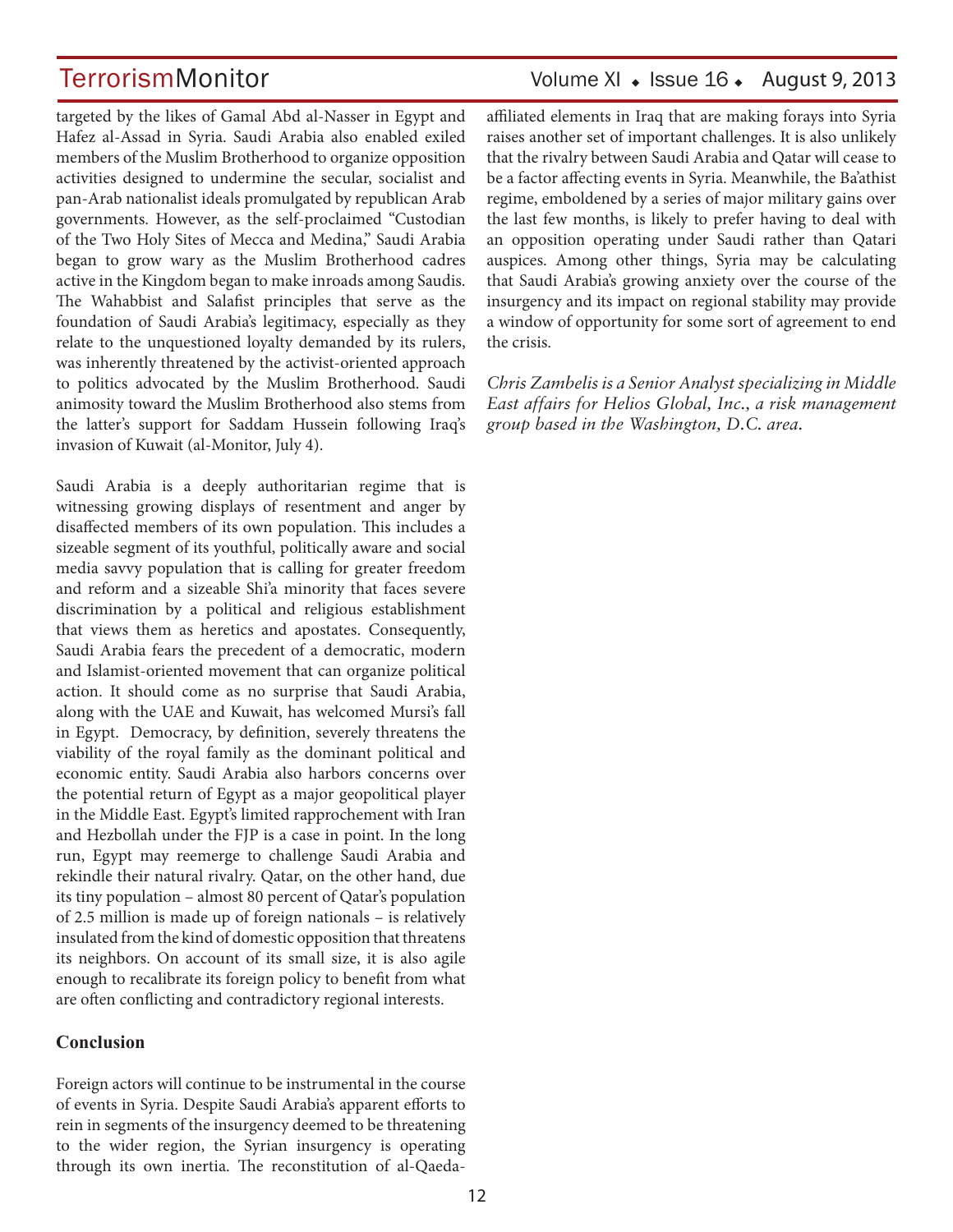targeted by the likes of Gamal Abd al-Nasser in Egypt and Hafez al-Assad in Syria. Saudi Arabia also enabled exiled members of the Muslim Brotherhood to organize opposition activities designed to undermine the secular, socialist and pan-Arab nationalist ideals promulgated by republican Arab governments. However, as the self-proclaimed "Custodian of the Two Holy Sites of Mecca and Medina," Saudi Arabia began to grow wary as the Muslim Brotherhood cadres active in the Kingdom began to make inroads among Saudis. The Wahabbist and Salafist principles that serve as the foundation of Saudi Arabia's legitimacy, especially as they relate to the unquestioned loyalty demanded by its rulers, was inherently threatened by the activist-oriented approach to politics advocated by the Muslim Brotherhood. Saudi animosity toward the Muslim Brotherhood also stems from the latter's support for Saddam Hussein following Iraq's invasion of Kuwait (al-Monitor, July 4).

Saudi Arabia is a deeply authoritarian regime that is witnessing growing displays of resentment and anger by disaffected members of its own population. This includes a sizeable segment of its youthful, politically aware and social media savvy population that is calling for greater freedom and reform and a sizeable Shi'a minority that faces severe discrimination by a political and religious establishment that views them as heretics and apostates. Consequently, Saudi Arabia fears the precedent of a democratic, modern and Islamist-oriented movement that can organize political action. It should come as no surprise that Saudi Arabia, along with the UAE and Kuwait, has welcomed Mursi's fall in Egypt. Democracy, by definition, severely threatens the viability of the royal family as the dominant political and economic entity. Saudi Arabia also harbors concerns over the potential return of Egypt as a major geopolitical player in the Middle East. Egypt's limited rapprochement with Iran and Hezbollah under the FJP is a case in point. In the long run, Egypt may reemerge to challenge Saudi Arabia and rekindle their natural rivalry. Qatar, on the other hand, due its tiny population – almost 80 percent of Qatar's population of 2.5 million is made up of foreign nationals – is relatively insulated from the kind of domestic opposition that threatens its neighbors. On account of its small size, it is also agile enough to recalibrate its foreign policy to benefit from what are often conflicting and contradictory regional interests.

## Conclusion

Foreign actors will continue to be instrumental in the course of events in Syria. Despite Saudi Arabia's apparent efforts to rein in segments of the insurgency deemed to be threatening to the wider region, the Syrian insurgency is operating through its own inertia. The reconstitution of al-Qaeda-affiliated elements in Iraq that are making forays into Syria raises another set of important challenges. It is also unlikely that the rivalry between Saudi Arabia and Qatar will cease to be a factor affecting events in Syria. Meanwhile, the Ba'athist regime, emboldened by a series of major military gains over the last few months, is likely to prefer having to deal with an opposition operating under Saudi rather than Qatari auspices. Among other things, Syria may be calculating that Saudi Arabia's growing anxiety over the course of the insurgency and its impact on regional stability may provide a window of opportunity for some sort of agreement to end the crisis.

*Chris Zambelis is a Senior Analyst specializing in Middle East affairs for Helios Global, Inc., a risk management group based in the Washington, D.C. area.*